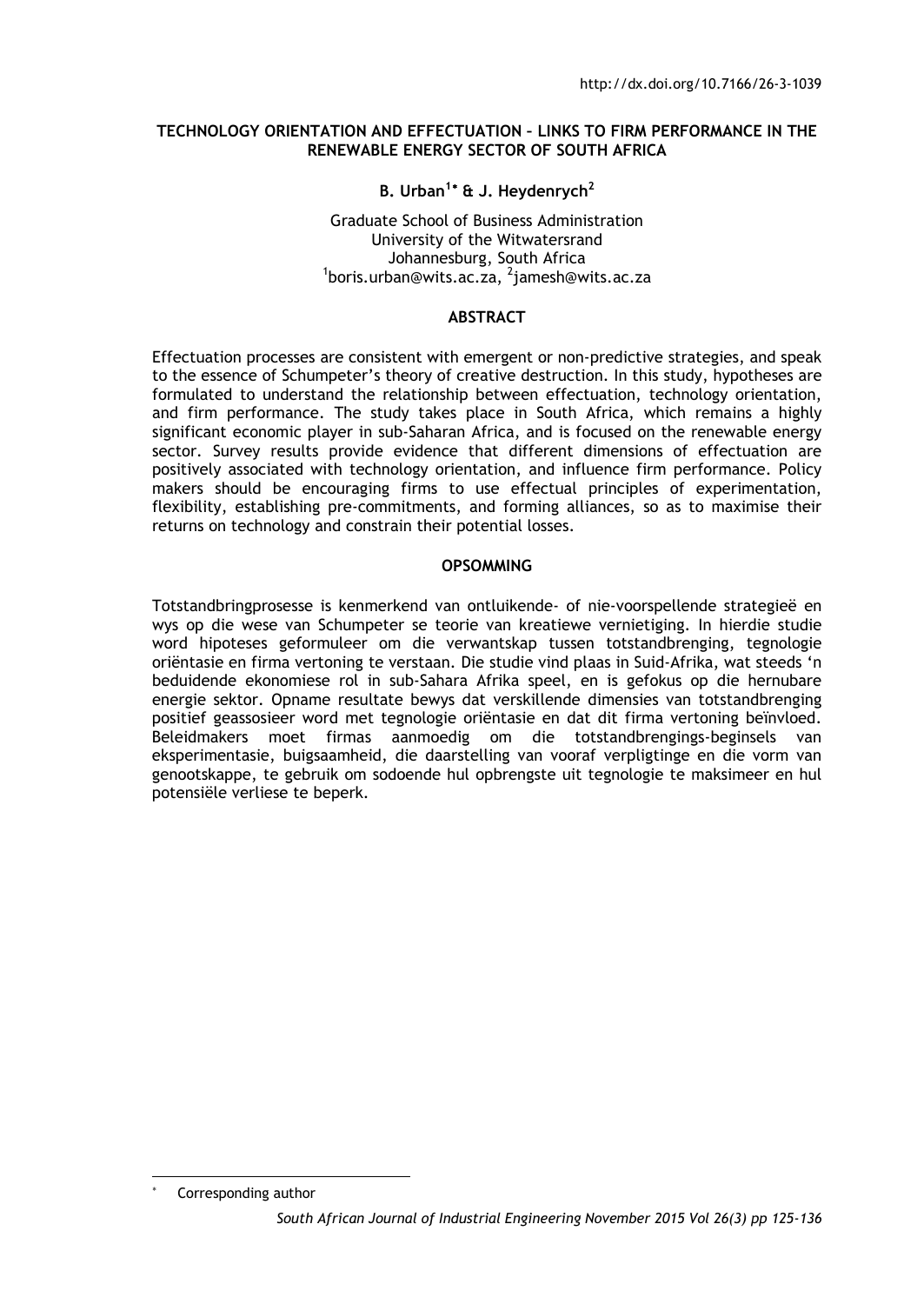http://dx.doi.org/10.7166/26-3-1039

# TECHNOLOGY ORIENTATION AND EFFECTUATION – LINKS TO FIRM PERFORMANCE IN THE RENEWABLE ENERGY SECTOR OF SOUTH AFRICA

**B. Urban[1]* & J. Heydenrych[2]**

Graduate School of Business Administration
University of the Witwatersrand
Johannesburg, South Africa
[1]boris.urban@wits.ac.za, [2]jamesh@wits.ac.za

## ABSTRACT

Effectuation processes are consistent with emergent or non-predictive strategies, and speak to the essence of Schumpeter's theory of creative destruction. In this study, hypotheses are formulated to understand the relationship between effectuation, technology orientation, and firm performance. The study takes place in South Africa, which remains a highly significant economic player in sub-Saharan Africa, and is focused on the renewable energy sector. Survey results provide evidence that different dimensions of effectuation are positively associated with technology orientation, and influence firm performance. Policy makers should be encouraging firms to use effectual principles of experimentation, flexibility, establishing pre-commitments, and forming alliances, so as to maximise their returns on technology and constrain their potential losses.

## OPSOMMING

Totstandbringprosesse is kenmerkend van ontluikende- of nie-voorspellende strategieë en wys op die wese van Schumpeter se teorie van kreatiewe vernietiging. In hierdie studie word hipoteses geformuleer om die verwantskap tussen totstandbrenging, tegnologie oriëntasie en firma vertoning te verstaan. Die studie vind plaas in Suid-Afrika, wat steeds 'n beduidende ekonomiese rol in sub-Sahara Afrika speel, en is gefokus op die hernubare energie sektor. Opname resultate bewys dat verskillende dimensies van totstandbrenging positief geassosieer word met tegnologie oriëntasie en dat dit firma vertoning beïnvloed. Beleidmakers moet firmas aanmoedig om die totstandbrengings-beginsels van eksperimentasie, buigsaamheid, die daarstelling van vooraf verpligtinge en die vorm van genootskappe, te gebruik om sodoende hul opbrengste uit tegnologie te maksimeer en hul potensiële verliese te beperk.

* Corresponding author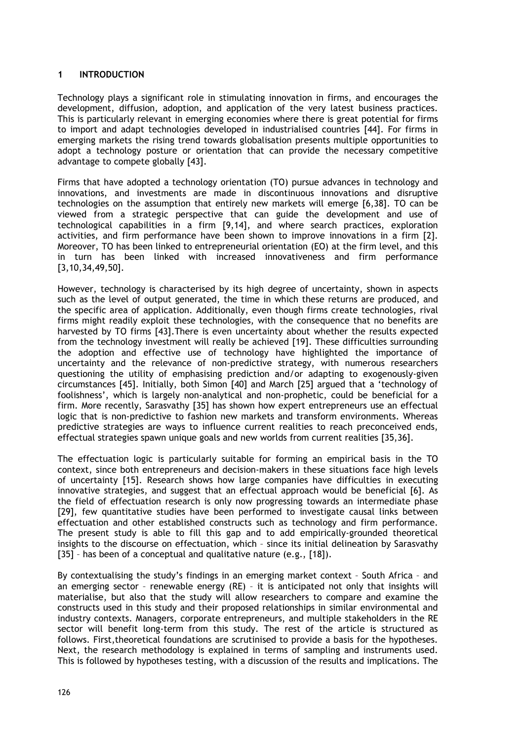## 1 INTRODUCTION

Technology plays a significant role in stimulating innovation in firms, and encourages the development, diffusion, adoption, and application of the very latest business practices. This is particularly relevant in emerging economies where there is great potential for firms to import and adapt technologies developed in industrialised countries [44]. For firms in emerging markets the rising trend towards globalisation presents multiple opportunities to adopt a technology posture or orientation that can provide the necessary competitive advantage to compete globally [43].

Firms that have adopted a technology orientation (TO) pursue advances in technology and innovations, and investments are made in discontinuous innovations and disruptive technologies on the assumption that entirely new markets will emerge [6,38]. TO can be viewed from a strategic perspective that can guide the development and use of technological capabilities in a firm [9,14], and where search practices, exploration activities, and firm performance have been shown to improve innovations in a firm [2]. Moreover, TO has been linked to entrepreneurial orientation (EO) at the firm level, and this in turn has been linked with increased innovativeness and firm performance [3,10,34,49,50].

However, technology is characterised by its high degree of uncertainty, shown in aspects such as the level of output generated, the time in which these returns are produced, and the specific area of application. Additionally, even though firms create technologies, rival firms might readily exploit these technologies, with the consequence that no benefits are harvested by TO firms [43].There is even uncertainty about whether the results expected from the technology investment will really be achieved [19]. These difficulties surrounding the adoption and effective use of technology have highlighted the importance of uncertainty and the relevance of non-predictive strategy, with numerous researchers questioning the utility of emphasising prediction and/or adapting to exogenously-given circumstances [45]. Initially, both Simon [40] and March [25] argued that a 'technology of foolishness', which is largely non-analytical and non-prophetic, could be beneficial for a firm. More recently, Sarasvathy [35] has shown how expert entrepreneurs use an effectual logic that is non-predictive to fashion new markets and transform environments. Whereas predictive strategies are ways to influence current realities to reach preconceived ends, effectual strategies spawn unique goals and new worlds from current realities [35,36].

The effectuation logic is particularly suitable for forming an empirical basis in the TO context, since both entrepreneurs and decision-makers in these situations face high levels of uncertainty [15]. Research shows how large companies have difficulties in executing innovative strategies, and suggest that an effectual approach would be beneficial [6]. As the field of effectuation research is only now progressing towards an intermediate phase [29], few quantitative studies have been performed to investigate causal links between effectuation and other established constructs such as technology and firm performance. The present study is able to fill this gap and to add empirically-grounded theoretical insights to the discourse on effectuation, which – since its initial delineation by Sarasvathy [35] – has been of a conceptual and qualitative nature (e.g., [18]).

By contextualising the study's findings in an emerging market context – South Africa – and an emerging sector – renewable energy (RE) – it is anticipated not only that insights will materialise, but also that the study will allow researchers to compare and examine the constructs used in this study and their proposed relationships in similar environmental and industry contexts. Managers, corporate entrepreneurs, and multiple stakeholders in the RE sector will benefit long-term from this study. The rest of the article is structured as follows. First,theoretical foundations are scrutinised to provide a basis for the hypotheses. Next, the research methodology is explained in terms of sampling and instruments used. This is followed by hypotheses testing, with a discussion of the results and implications. The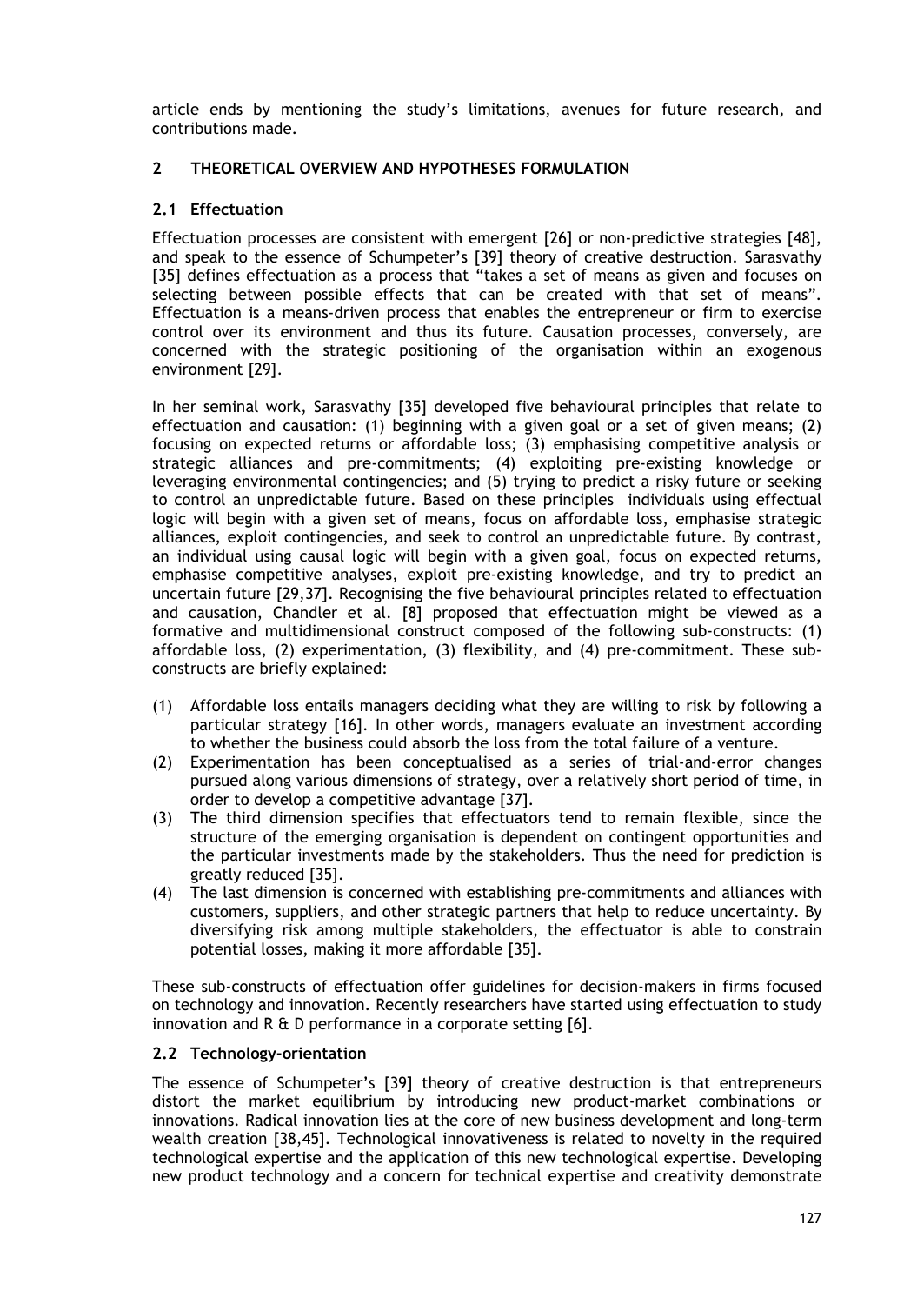article ends by mentioning the study's limitations, avenues for future research, and contributions made.

## 2 THEORETICAL OVERVIEW AND HYPOTHESES FORMULATION

### 2.1 Effectuation

Effectuation processes are consistent with emergent [26] or non-predictive strategies [48], and speak to the essence of Schumpeter's [39] theory of creative destruction. Sarasvathy [35] defines effectuation as a process that "takes a set of means as given and focuses on selecting between possible effects that can be created with that set of means". Effectuation is a means-driven process that enables the entrepreneur or firm to exercise control over its environment and thus its future. Causation processes, conversely, are concerned with the strategic positioning of the organisation within an exogenous environment [29].

In her seminal work, Sarasvathy [35] developed five behavioural principles that relate to effectuation and causation: (1) beginning with a given goal or a set of given means; (2) focusing on expected returns or affordable loss; (3) emphasising competitive analysis or strategic alliances and pre-commitments; (4) exploiting pre-existing knowledge or leveraging environmental contingencies; and (5) trying to predict a risky future or seeking to control an unpredictable future. Based on these principles individuals using effectual logic will begin with a given set of means, focus on affordable loss, emphasise strategic alliances, exploit contingencies, and seek to control an unpredictable future. By contrast, an individual using causal logic will begin with a given goal, focus on expected returns, emphasise competitive analyses, exploit pre-existing knowledge, and try to predict an uncertain future [29,37]. Recognising the five behavioural principles related to effectuation and causation, Chandler et al. [8] proposed that effectuation might be viewed as a formative and multidimensional construct composed of the following sub-constructs: (1) affordable loss, (2) experimentation, (3) flexibility, and (4) pre-commitment. These sub-constructs are briefly explained:

(1) Affordable loss entails managers deciding what they are willing to risk by following a particular strategy [16]. In other words, managers evaluate an investment according to whether the business could absorb the loss from the total failure of a venture.
(2) Experimentation has been conceptualised as a series of trial-and-error changes pursued along various dimensions of strategy, over a relatively short period of time, in order to develop a competitive advantage [37].
(3) The third dimension specifies that effectuators tend to remain flexible, since the structure of the emerging organisation is dependent on contingent opportunities and the particular investments made by the stakeholders. Thus the need for prediction is greatly reduced [35].
(4) The last dimension is concerned with establishing pre-commitments and alliances with customers, suppliers, and other strategic partners that help to reduce uncertainty. By diversifying risk among multiple stakeholders, the effectuator is able to constrain potential losses, making it more affordable [35].

These sub-constructs of effectuation offer guidelines for decision-makers in firms focused on technology and innovation. Recently researchers have started using effectuation to study innovation and R & D performance in a corporate setting [6].

### 2.2 Technology-orientation

The essence of Schumpeter's [39] theory of creative destruction is that entrepreneurs distort the market equilibrium by introducing new product-market combinations or innovations. Radical innovation lies at the core of new business development and long-term wealth creation [38,45]. Technological innovativeness is related to novelty in the required technological expertise and the application of this new technological expertise. Developing new product technology and a concern for technical expertise and creativity demonstrate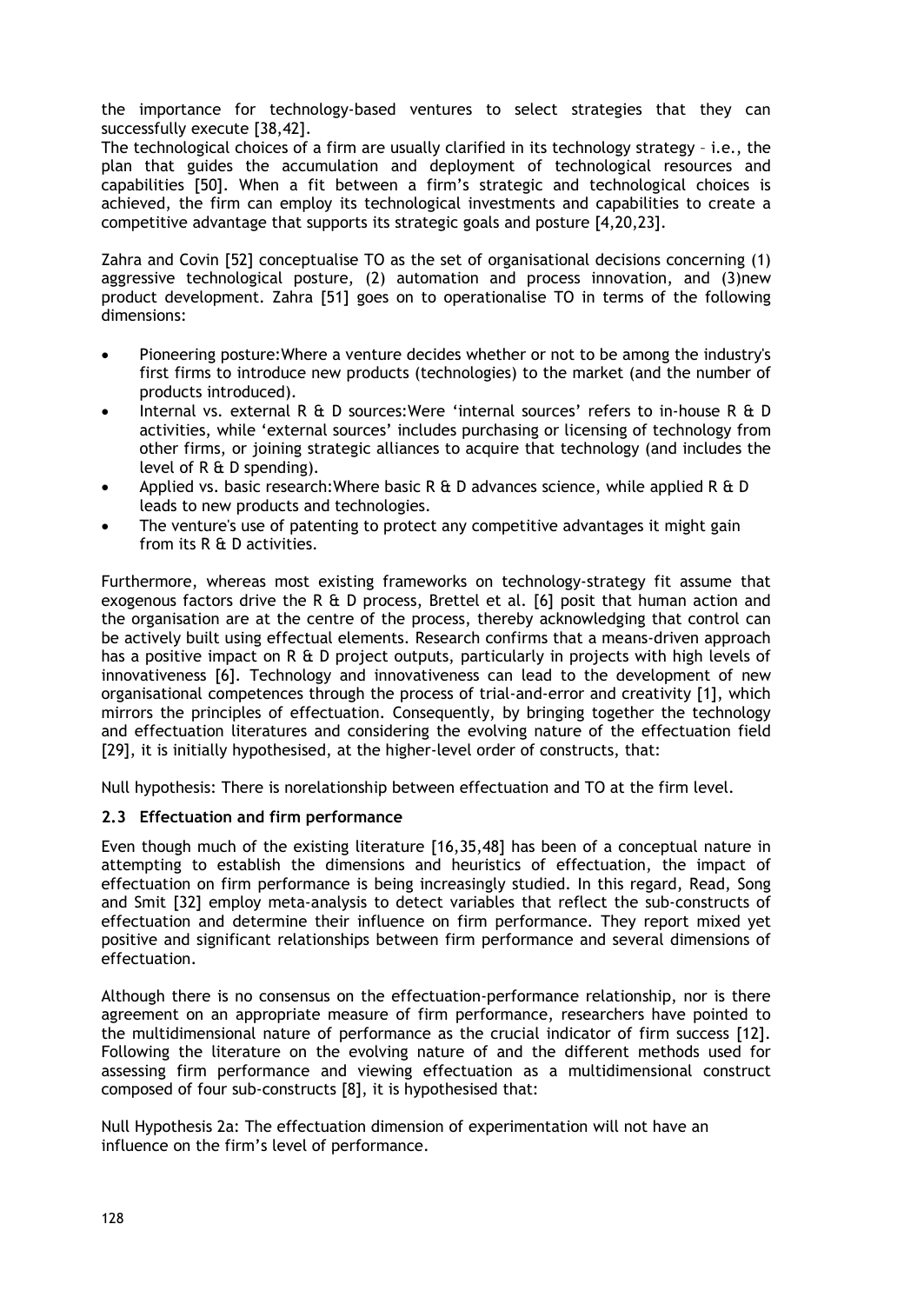the importance for technology-based ventures to select strategies that they can successfully execute [38,42].

The technological choices of a firm are usually clarified in its technology strategy – i.e., the plan that guides the accumulation and deployment of technological resources and capabilities [50]. When a fit between a firm's strategic and technological choices is achieved, the firm can employ its technological investments and capabilities to create a competitive advantage that supports its strategic goals and posture [4,20,23].

Zahra and Covin [52] conceptualise TO as the set of organisational decisions concerning (1) aggressive technological posture, (2) automation and process innovation, and (3)new product development. Zahra [51] goes on to operationalise TO in terms of the following dimensions:

- Pioneering posture:Where a venture decides whether or not to be among the industry's first firms to introduce new products (technologies) to the market (and the number of products introduced).
- Internal vs. external R & D sources:Were 'internal sources' refers to in-house R & D activities, while 'external sources' includes purchasing or licensing of technology from other firms, or joining strategic alliances to acquire that technology (and includes the level of R & D spending).
- Applied vs. basic research:Where basic R & D advances science, while applied R & D leads to new products and technologies.
- The venture's use of patenting to protect any competitive advantages it might gain from its R & D activities.

Furthermore, whereas most existing frameworks on technology-strategy fit assume that exogenous factors drive the R & D process, Brettel et al. [6] posit that human action and the organisation are at the centre of the process, thereby acknowledging that control can be actively built using effectual elements. Research confirms that a means-driven approach has a positive impact on R & D project outputs, particularly in projects with high levels of innovativeness [6]. Technology and innovativeness can lead to the development of new organisational competences through the process of trial-and-error and creativity [1], which mirrors the principles of effectuation. Consequently, by bringing together the technology and effectuation literatures and considering the evolving nature of the effectuation field [29], it is initially hypothesised, at the higher-level order of constructs, that:

Null hypothesis: There is norelationship between effectuation and TO at the firm level.

### 2.3 Effectuation and firm performance

Even though much of the existing literature [16,35,48] has been of a conceptual nature in attempting to establish the dimensions and heuristics of effectuation, the impact of effectuation on firm performance is being increasingly studied. In this regard, Read, Song and Smit [32] employ meta-analysis to detect variables that reflect the sub-constructs of effectuation and determine their influence on firm performance. They report mixed yet positive and significant relationships between firm performance and several dimensions of effectuation.

Although there is no consensus on the effectuation-performance relationship, nor is there agreement on an appropriate measure of firm performance, researchers have pointed to the multidimensional nature of performance as the crucial indicator of firm success [12]. Following the literature on the evolving nature of and the different methods used for assessing firm performance and viewing effectuation as a multidimensional construct composed of four sub-constructs [8], it is hypothesised that:

Null Hypothesis 2a: The effectuation dimension of experimentation will not have an influence on the firm's level of performance.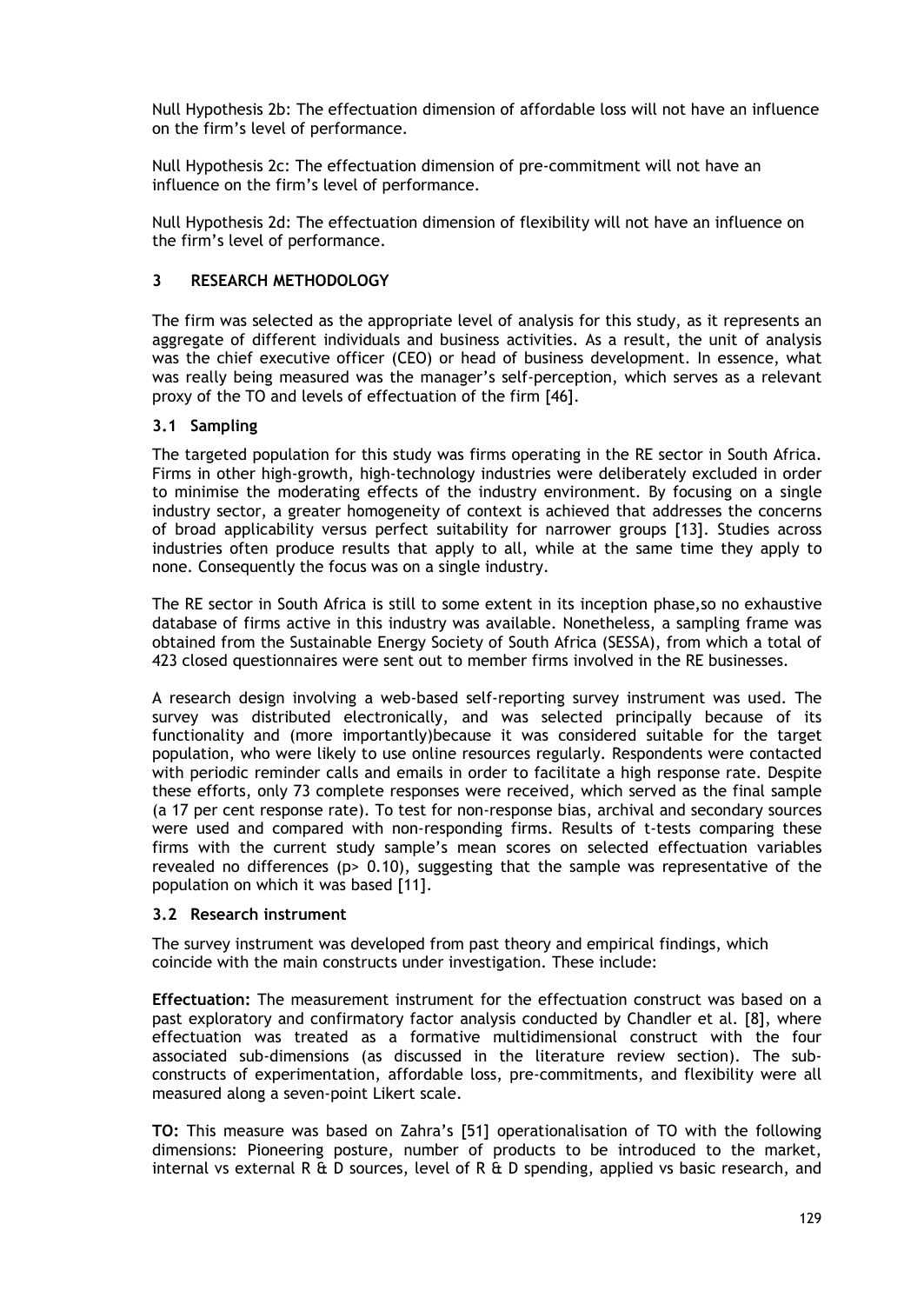Null Hypothesis 2b: The effectuation dimension of affordable loss will not have an influence on the firm's level of performance.

Null Hypothesis 2c: The effectuation dimension of pre-commitment will not have an influence on the firm's level of performance.

Null Hypothesis 2d: The effectuation dimension of flexibility will not have an influence on the firm's level of performance.

## 3 RESEARCH METHODOLOGY

The firm was selected as the appropriate level of analysis for this study, as it represents an aggregate of different individuals and business activities. As a result, the unit of analysis was the chief executive officer (CEO) or head of business development. In essence, what was really being measured was the manager's self-perception, which serves as a relevant proxy of the TO and levels of effectuation of the firm [46].

### 3.1 Sampling

The targeted population for this study was firms operating in the RE sector in South Africa. Firms in other high-growth, high-technology industries were deliberately excluded in order to minimise the moderating effects of the industry environment. By focusing on a single industry sector, a greater homogeneity of context is achieved that addresses the concerns of broad applicability versus perfect suitability for narrower groups [13]. Studies across industries often produce results that apply to all, while at the same time they apply to none. Consequently the focus was on a single industry.

The RE sector in South Africa is still to some extent in its inception phase,so no exhaustive database of firms active in this industry was available. Nonetheless, a sampling frame was obtained from the Sustainable Energy Society of South Africa (SESSA), from which a total of 423 closed questionnaires were sent out to member firms involved in the RE businesses.

A research design involving a web-based self-reporting survey instrument was used. The survey was distributed electronically, and was selected principally because of its functionality and (more importantly)because it was considered suitable for the target population, who were likely to use online resources regularly. Respondents were contacted with periodic reminder calls and emails in order to facilitate a high response rate. Despite these efforts, only 73 complete responses were received, which served as the final sample (a 17 per cent response rate). To test for non-response bias, archival and secondary sources were used and compared with non-responding firms. Results of t-tests comparing these firms with the current study sample's mean scores on selected effectuation variables revealed no differences ($p > 0.10$), suggesting that the sample was representative of the population on which it was based [11].

### 3.2 Research instrument

The survey instrument was developed from past theory and empirical findings, which coincide with the main constructs under investigation. These include:

**Effectuation:** The measurement instrument for the effectuation construct was based on a past exploratory and confirmatory factor analysis conducted by Chandler et al. [8], where effectuation was treated as a formative multidimensional construct with the four associated sub-dimensions (as discussed in the literature review section). The sub-constructs of experimentation, affordable loss, pre-commitments, and flexibility were all measured along a seven-point Likert scale.

**TO:** This measure was based on Zahra's [51] operationalisation of TO with the following dimensions: Pioneering posture, number of products to be introduced to the market, internal vs external R & D sources, level of R & D spending, applied vs basic research, and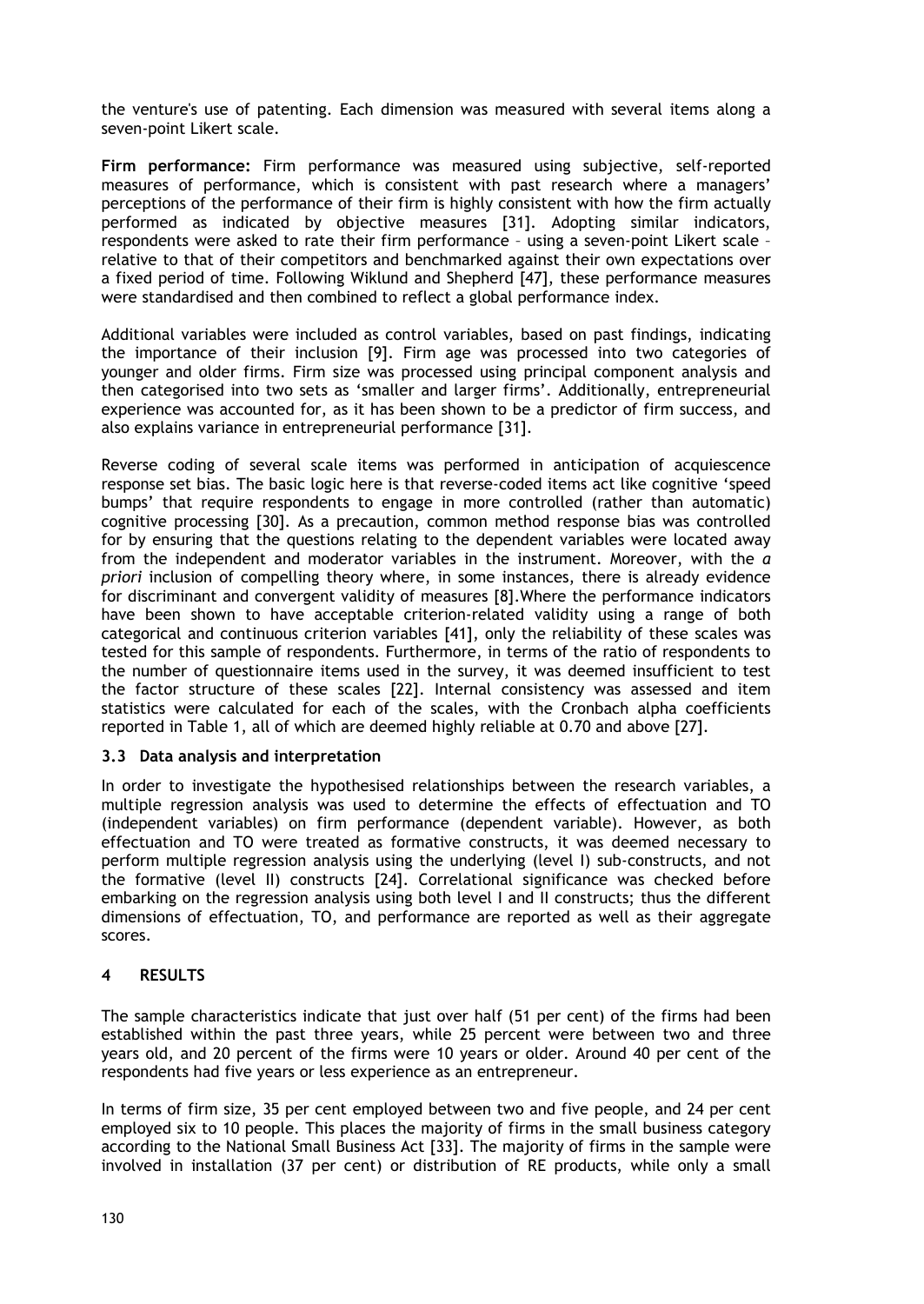the venture's use of patenting. Each dimension was measured with several items along a seven-point Likert scale.

**Firm performance:** Firm performance was measured using subjective, self-reported measures of performance, which is consistent with past research where a managers' perceptions of the performance of their firm is highly consistent with how the firm actually performed as indicated by objective measures [31]. Adopting similar indicators, respondents were asked to rate their firm performance – using a seven-point Likert scale – relative to that of their competitors and benchmarked against their own expectations over a fixed period of time. Following Wiklund and Shepherd [47], these performance measures were standardised and then combined to reflect a global performance index.

Additional variables were included as control variables, based on past findings, indicating the importance of their inclusion [9]. Firm age was processed into two categories of younger and older firms. Firm size was processed using principal component analysis and then categorised into two sets as 'smaller and larger firms'. Additionally, entrepreneurial experience was accounted for, as it has been shown to be a predictor of firm success, and also explains variance in entrepreneurial performance [31].

Reverse coding of several scale items was performed in anticipation of acquiescence response set bias. The basic logic here is that reverse-coded items act like cognitive 'speed bumps' that require respondents to engage in more controlled (rather than automatic) cognitive processing [30]. As a precaution, common method response bias was controlled for by ensuring that the questions relating to the dependent variables were located away from the independent and moderator variables in the instrument. Moreover, with the *a priori* inclusion of compelling theory where, in some instances, there is already evidence for discriminant and convergent validity of measures [8].Where the performance indicators have been shown to have acceptable criterion-related validity using a range of both categorical and continuous criterion variables [41], only the reliability of these scales was tested for this sample of respondents. Furthermore, in terms of the ratio of respondents to the number of questionnaire items used in the survey, it was deemed insufficient to test the factor structure of these scales [22]. Internal consistency was assessed and item statistics were calculated for each of the scales, with the Cronbach alpha coefficients reported in Table 1, all of which are deemed highly reliable at 0.70 and above [27].

### 3.3 Data analysis and interpretation

In order to investigate the hypothesised relationships between the research variables, a multiple regression analysis was used to determine the effects of effectuation and TO (independent variables) on firm performance (dependent variable). However, as both effectuation and TO were treated as formative constructs, it was deemed necessary to perform multiple regression analysis using the underlying (level I) sub-constructs, and not the formative (level II) constructs [24]. Correlational significance was checked before embarking on the regression analysis using both level I and II constructs; thus the different dimensions of effectuation, TO, and performance are reported as well as their aggregate scores.

## 4 RESULTS

The sample characteristics indicate that just over half (51 per cent) of the firms had been established within the past three years, while 25 percent were between two and three years old, and 20 percent of the firms were 10 years or older. Around 40 per cent of the respondents had five years or less experience as an entrepreneur.

In terms of firm size, 35 per cent employed between two and five people, and 24 per cent employed six to 10 people. This places the majority of firms in the small business category according to the National Small Business Act [33]. The majority of firms in the sample were involved in installation (37 per cent) or distribution of RE products, while only a small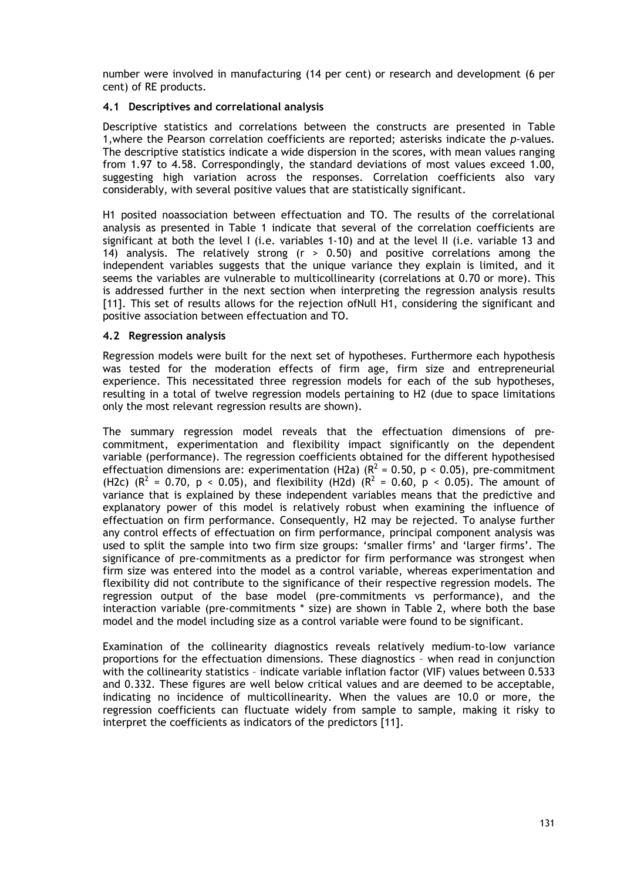number were involved in manufacturing (14 per cent) or research and development (6 per cent) of RE products.

### 4.1 Descriptives and correlational analysis

Descriptive statistics and correlations between the constructs are presented in Table 1,where the Pearson correlation coefficients are reported; asterisks indicate the *p*-values. The descriptive statistics indicate a wide dispersion in the scores, with mean values ranging from 1.97 to 4.58. Correspondingly, the standard deviations of most values exceed 1.00, suggesting high variation across the responses. Correlation coefficients also vary considerably, with several positive values that are statistically significant.

H1 posited noassociation between effectuation and TO. The results of the correlational analysis as presented in Table 1 indicate that several of the correlation coefficients are significant at both the level I (i.e. variables 1-10) and at the level II (i.e. variable 13 and 14) analysis. The relatively strong ($r > 0.50$) and positive correlations among the independent variables suggests that the unique variance they explain is limited, and it seems the variables are vulnerable to multicollinearity (correlations at 0.70 or more). This is addressed further in the next section when interpreting the regression analysis results [11]. This set of results allows for the rejection ofNull H1, considering the significant and positive association between effectuation and TO.

### 4.2 Regression analysis

Regression models were built for the next set of hypotheses. Furthermore each hypothesis was tested for the moderation effects of firm age, firm size and entrepreneurial experience. This necessitated three regression models for each of the sub hypotheses, resulting in a total of twelve regression models pertaining to H2 (due to space limitations only the most relevant regression results are shown).

The summary regression model reveals that the effectuation dimensions of pre-commitment, experimentation and flexibility impact significantly on the dependent variable (performance). The regression coefficients obtained for the different hypothesised effectuation dimensions are: experimentation (H2a) ($R^2 = 0.50$, $p < 0.05$), pre-commitment (H2c) ($R^2 = 0.70$, $p < 0.05$), and flexibility (H2d) ($R^2 = 0.60$, $p < 0.05$). The amount of variance that is explained by these independent variables means that the predictive and explanatory power of this model is relatively robust when examining the influence of effectuation on firm performance. Consequently, H2 may be rejected. To analyse further any control effects of effectuation on firm performance, principal component analysis was used to split the sample into two firm size groups: 'smaller firms' and 'larger firms'. The significance of pre-commitments as a predictor for firm performance was strongest when firm size was entered into the model as a control variable, whereas experimentation and flexibility did not contribute to the significance of their respective regression models. The regression output of the base model (pre-commitments vs performance), and the interaction variable (pre-commitments * size) are shown in Table 2, where both the base model and the model including size as a control variable were found to be significant.

Examination of the collinearity diagnostics reveals relatively medium-to-low variance proportions for the effectuation dimensions. These diagnostics – when read in conjunction with the collinearity statistics – indicate variable inflation factor (VIF) values between 0.533 and 0.332. These figures are well below critical values and are deemed to be acceptable, indicating no incidence of multicollinearity. When the values are 10.0 or more, the regression coefficients can fluctuate widely from sample to sample, making it risky to interpret the coefficients as indicators of the predictors [11].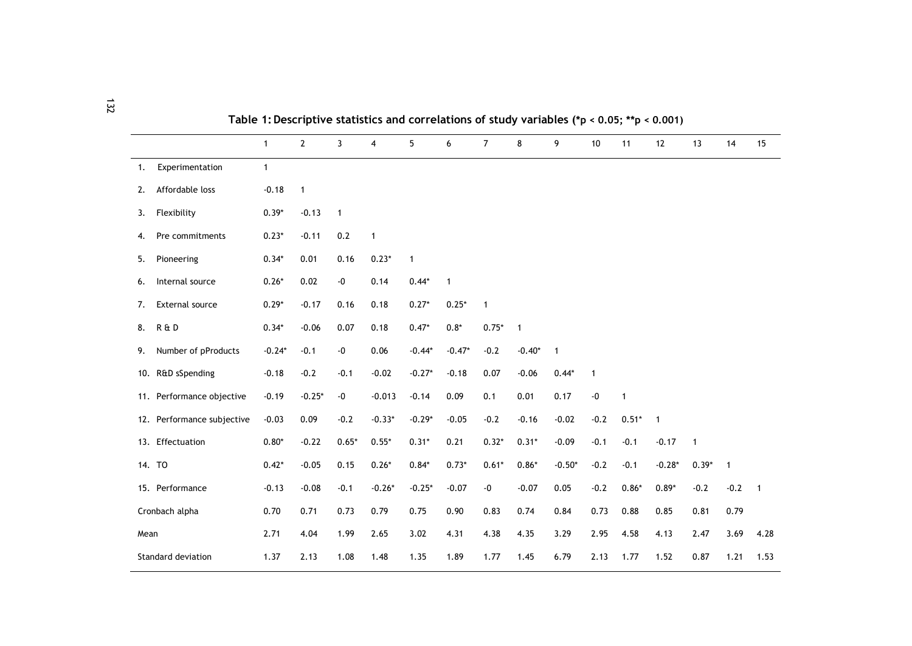**Table 1: Descriptive statistics and correlations of study variables (*p < 0.05; **p < 0.001)**

| | 1 | 2 | 3 | 4 | 5 | 6 | 7 | 8 | 9 | 10 | 11 | 12 | 13 | 14 | 15 |
|---|---|---|---|---|---|---|---|---|---|---|---|---|---|---|---|
| 1. Experimentation | 1 | | | | | | | | | | | | | | |
| 2. Affordable loss | -0.18 | 1 | | | | | | | | | | | | | |
| 3. Flexibility | 0.39* | -0.13 | 1 | | | | | | | | | | | | |
| 4. Pre commitments | 0.23* | -0.11 | 0.2 | 1 | | | | | | | | | | | |
| 5. Pioneering | 0.34* | 0.01 | 0.16 | 0.23* | 1 | | | | | | | | | | |
| 6. Internal source | 0.26* | 0.02 | -0 | 0.14 | 0.44* | 1 | | | | | | | | | |
| 7. External source | 0.29* | -0.17 | 0.16 | 0.18 | 0.27* | 0.25* | 1 | | | | | | | | |
| 8. R & D | 0.34* | -0.06 | 0.07 | 0.18 | 0.47* | 0.8* | 0.75* | 1 | | | | | | | |
| 9. Number of pProducts | -0.24* | -0.1 | -0 | 0.06 | -0.44* | -0.47* | -0.2 | -0.40* | 1 | | | | | | |
| 10. R&D sSpending | -0.18 | -0.2 | -0.1 | -0.02 | -0.27* | -0.18 | 0.07 | -0.06 | 0.44* | 1 | | | | | |
| 11. Performance objective | -0.19 | -0.25* | -0 | -0.013 | -0.14 | 0.09 | 0.1 | 0.01 | 0.17 | -0 | 1 | | | | |
| 12. Performance subjective | -0.03 | 0.09 | -0.2 | -0.33* | -0.29* | -0.05 | -0.2 | -0.16 | -0.02 | -0.2 | 0.51* | 1 | | | |
| 13. Effectuation | 0.80* | -0.22 | 0.65* | 0.55* | 0.31* | 0.21 | 0.32* | 0.31* | -0.09 | -0.1 | -0.1 | -0.17 | 1 | | |
| 14. TO | 0.42* | -0.05 | 0.15 | 0.26* | 0.84* | 0.73* | 0.61* | 0.86* | -0.50* | -0.2 | -0.1 | -0.28* | 0.39* | 1 | |
| 15. Performance | -0.13 | -0.08 | -0.1 | -0.26* | -0.25* | -0.07 | -0 | -0.07 | 0.05 | -0.2 | 0.86* | 0.89* | -0.2 | -0.2 | 1 |
| Cronbach alpha | 0.70 | 0.71 | 0.73 | 0.79 | 0.75 | 0.90 | 0.83 | 0.74 | 0.84 | 0.73 | 0.88 | 0.85 | 0.81 | 0.79 | |
| Mean | 2.71 | 4.04 | 1.99 | 2.65 | 3.02 | 4.31 | 4.38 | 4.35 | 3.29 | 2.95 | 4.58 | 4.13 | 2.47 | 3.69 | 4.28 |
| Standard deviation | 1.37 | 2.13 | 1.08 | 1.48 | 1.35 | 1.89 | 1.77 | 1.45 | 6.79 | 2.13 | 1.77 | 1.52 | 0.87 | 1.21 | 1.53 |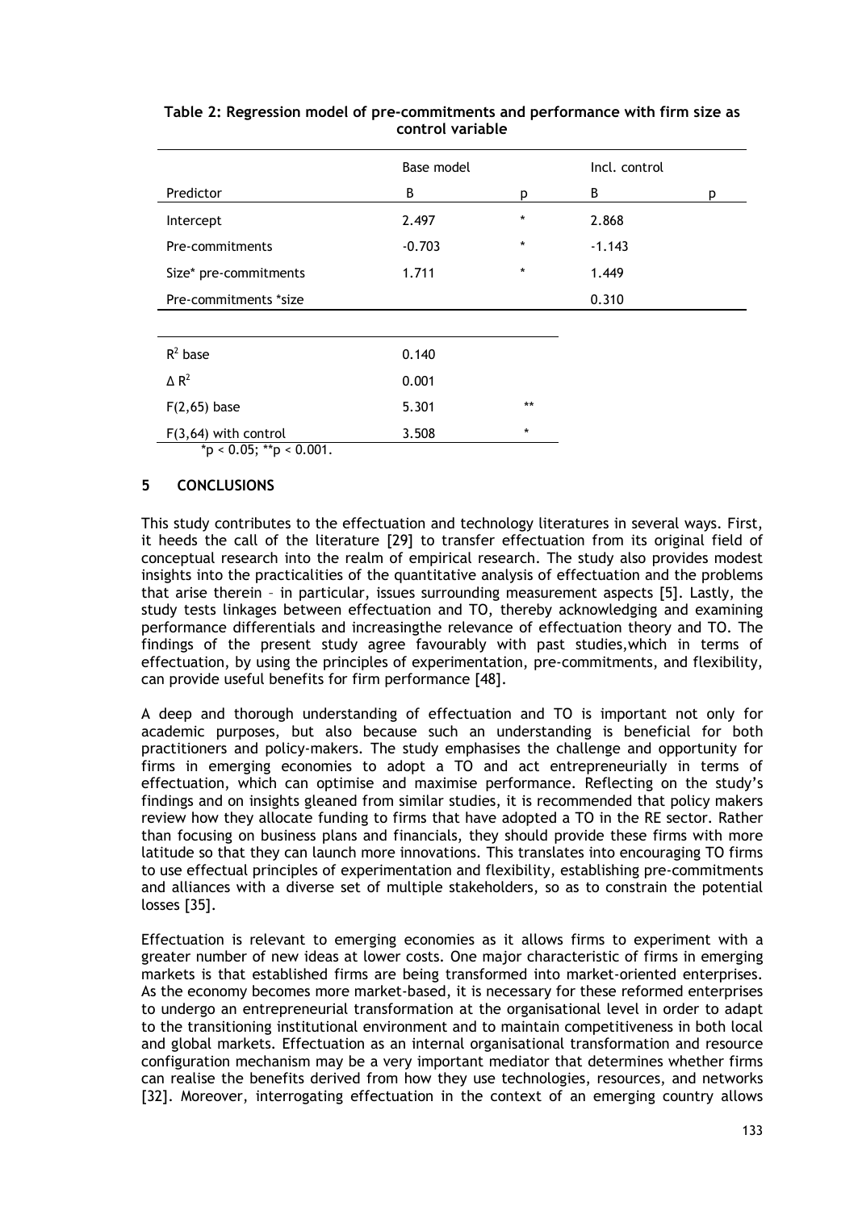**Table 2: Regression model of pre-commitments and performance with firm size as control variable**

| | Base model | | Incl. control | |
|---|---|---|---|---|
| Predictor | B | p | B | p |
| Intercept | 2.497 | * | 2.868 | |
| Pre-commitments | -0.703 | * | -1.143 | |
| Size* pre-commitments | 1.711 | * | 1.449 | |
| Pre-commitments *size | | | 0.310 | |
| | | | | |
| $R^2$ base | 0.140 | | | |
| $\Delta R^2$ | 0.001 | | | |
| $F(2,65)$ base | 5.301 | ** | | |
| $F(3,64)$ with control | 3.508 | * | | |

*p < 0.05; **p < 0.001.

## 5 CONCLUSIONS

This study contributes to the effectuation and technology literatures in several ways. First, it heeds the call of the literature [29] to transfer effectuation from its original field of conceptual research into the realm of empirical research. The study also provides modest insights into the practicalities of the quantitative analysis of effectuation and the problems that arise therein – in particular, issues surrounding measurement aspects [5]. Lastly, the study tests linkages between effectuation and TO, thereby acknowledging and examining performance differentials and increasingthe relevance of effectuation theory and TO. The findings of the present study agree favourably with past studies,which in terms of effectuation, by using the principles of experimentation, pre-commitments, and flexibility, can provide useful benefits for firm performance [48].

A deep and thorough understanding of effectuation and TO is important not only for academic purposes, but also because such an understanding is beneficial for both practitioners and policy-makers. The study emphasises the challenge and opportunity for firms in emerging economies to adopt a TO and act entrepreneurially in terms of effectuation, which can optimise and maximise performance. Reflecting on the study's findings and on insights gleaned from similar studies, it is recommended that policy makers review how they allocate funding to firms that have adopted a TO in the RE sector. Rather than focusing on business plans and financials, they should provide these firms with more latitude so that they can launch more innovations. This translates into encouraging TO firms to use effectual principles of experimentation and flexibility, establishing pre-commitments and alliances with a diverse set of multiple stakeholders, so as to constrain the potential losses [35].

Effectuation is relevant to emerging economies as it allows firms to experiment with a greater number of new ideas at lower costs. One major characteristic of firms in emerging markets is that established firms are being transformed into market-oriented enterprises. As the economy becomes more market-based, it is necessary for these reformed enterprises to undergo an entrepreneurial transformation at the organisational level in order to adapt to the transitioning institutional environment and to maintain competitiveness in both local and global markets. Effectuation as an internal organisational transformation and resource configuration mechanism may be a very important mediator that determines whether firms can realise the benefits derived from how they use technologies, resources, and networks [32]. Moreover, interrogating effectuation in the context of an emerging country allows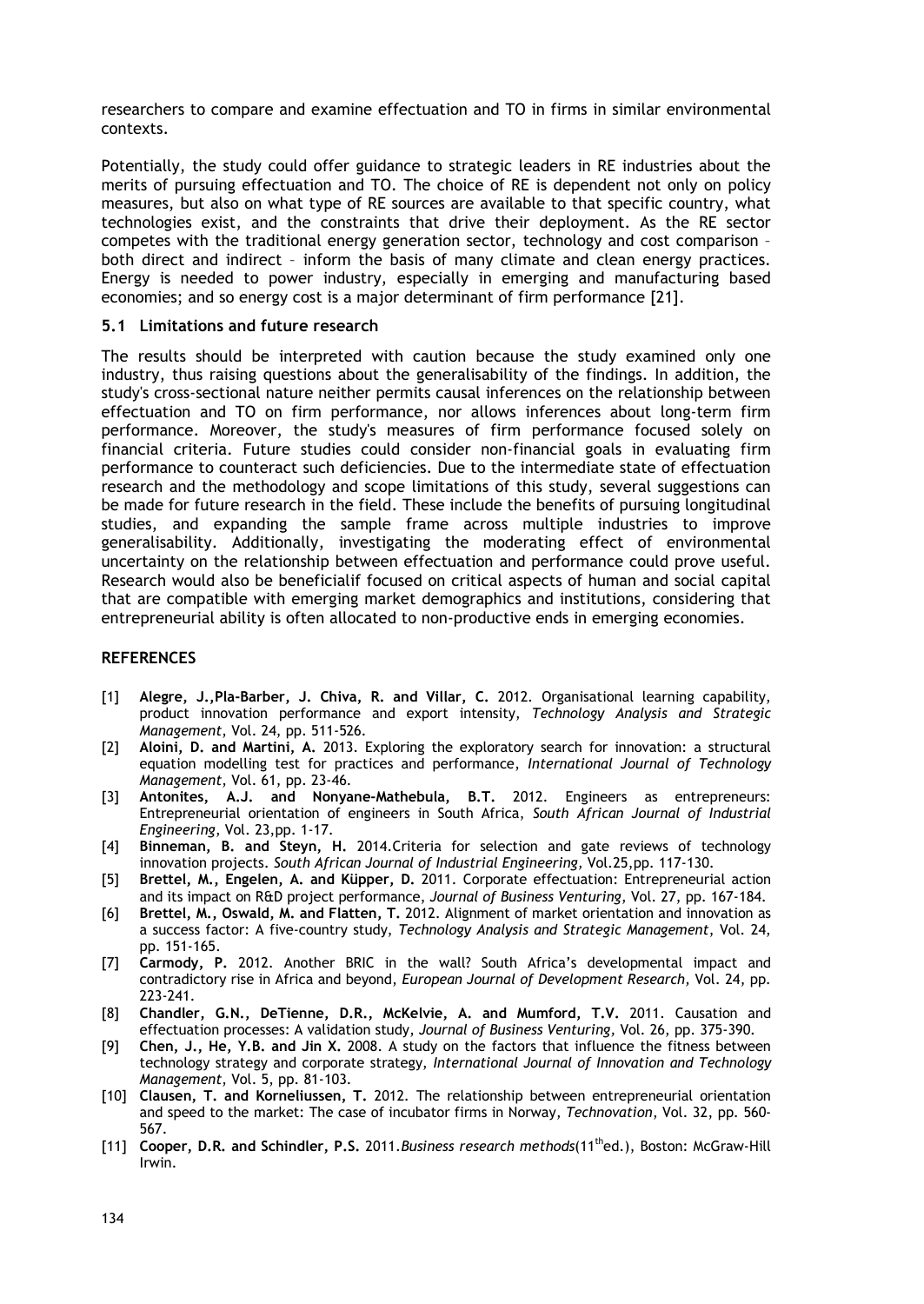researchers to compare and examine effectuation and TO in firms in similar environmental contexts.

Potentially, the study could offer guidance to strategic leaders in RE industries about the merits of pursuing effectuation and TO. The choice of RE is dependent not only on policy measures, but also on what type of RE sources are available to that specific country, what technologies exist, and the constraints that drive their deployment. As the RE sector competes with the traditional energy generation sector, technology and cost comparison – both direct and indirect – inform the basis of many climate and clean energy practices. Energy is needed to power industry, especially in emerging and manufacturing based economies; and so energy cost is a major determinant of firm performance [21].

### 5.1 Limitations and future research

The results should be interpreted with caution because the study examined only one industry, thus raising questions about the generalisability of the findings. In addition, the study's cross-sectional nature neither permits causal inferences on the relationship between effectuation and TO on firm performance, nor allows inferences about long-term firm performance. Moreover, the study's measures of firm performance focused solely on financial criteria. Future studies could consider non-financial goals in evaluating firm performance to counteract such deficiencies. Due to the intermediate state of effectuation research and the methodology and scope limitations of this study, several suggestions can be made for future research in the field. These include the benefits of pursuing longitudinal studies, and expanding the sample frame across multiple industries to improve generalisability. Additionally, investigating the moderating effect of environmental uncertainty on the relationship between effectuation and performance could prove useful. Research would also be beneficialif focused on critical aspects of human and social capital that are compatible with emerging market demographics and institutions, considering that entrepreneurial ability is often allocated to non-productive ends in emerging economies.

## REFERENCES

[1] **Alegre, J.,Pla-Barber, J. Chiva, R. and Villar, C.** 2012. Organisational learning capability, product innovation performance and export intensity, *Technology Analysis and Strategic Management*, Vol. 24, pp. 511-526.

[2] **Aloini, D. and Martini, A.** 2013. Exploring the exploratory search for innovation: a structural equation modelling test for practices and performance, *International Journal of Technology Management*, Vol. 61, pp. 23-46.

[3] **Antonites, A.J. and Nonyane-Mathebula, B.T.** 2012. Engineers as entrepreneurs: Entrepreneurial orientation of engineers in South Africa, *South African Journal of Industrial Engineering*, Vol. 23,pp. 1-17.

[4] **Binneman, B. and Steyn, H.** 2014.Criteria for selection and gate reviews of technology innovation projects. *South African Journal of Industrial Engineering,* Vol.25,pp. 117-130.

[5] **Brettel, M., Engelen, A. and Küpper, D.** 2011. Corporate effectuation: Entrepreneurial action and its impact on R&D project performance, *Journal of Business Venturing*, Vol. 27, pp. 167-184.

[6] **Brettel, M., Oswald, M. and Flatten, T.** 2012. Alignment of market orientation and innovation as a success factor: A five-country study, *Technology Analysis and Strategic Management*, Vol. 24, pp. 151-165.

[7] **Carmody, P.** 2012. Another BRIC in the wall? South Africa's developmental impact and contradictory rise in Africa and beyond, *European Journal of Development Research,* Vol. 24, pp. 223-241.

[8] **Chandler, G.N., DeTienne, D.R., McKelvie, A. and Mumford, T.V.** 2011. Causation and effectuation processes: A validation study, *Journal of Business Venturing,* Vol. 26, pp. 375-390.

[9] **Chen, J., He, Y.B. and Jin X.** 2008. A study on the factors that influence the fitness between technology strategy and corporate strategy, *International Journal of Innovation and Technology Management*, Vol. 5, pp. 81-103.

[10] **Clausen, T. and Korneliussen, T.** 2012. The relationship between entrepreneurial orientation and speed to the market: The case of incubator firms in Norway, *Technovation,* Vol. 32, pp. 560-567.

[11] **Cooper, D.R. and Schindler, P.S.** 2011.*Business research methods*(11th ed.), Boston: McGraw-Hill Irwin.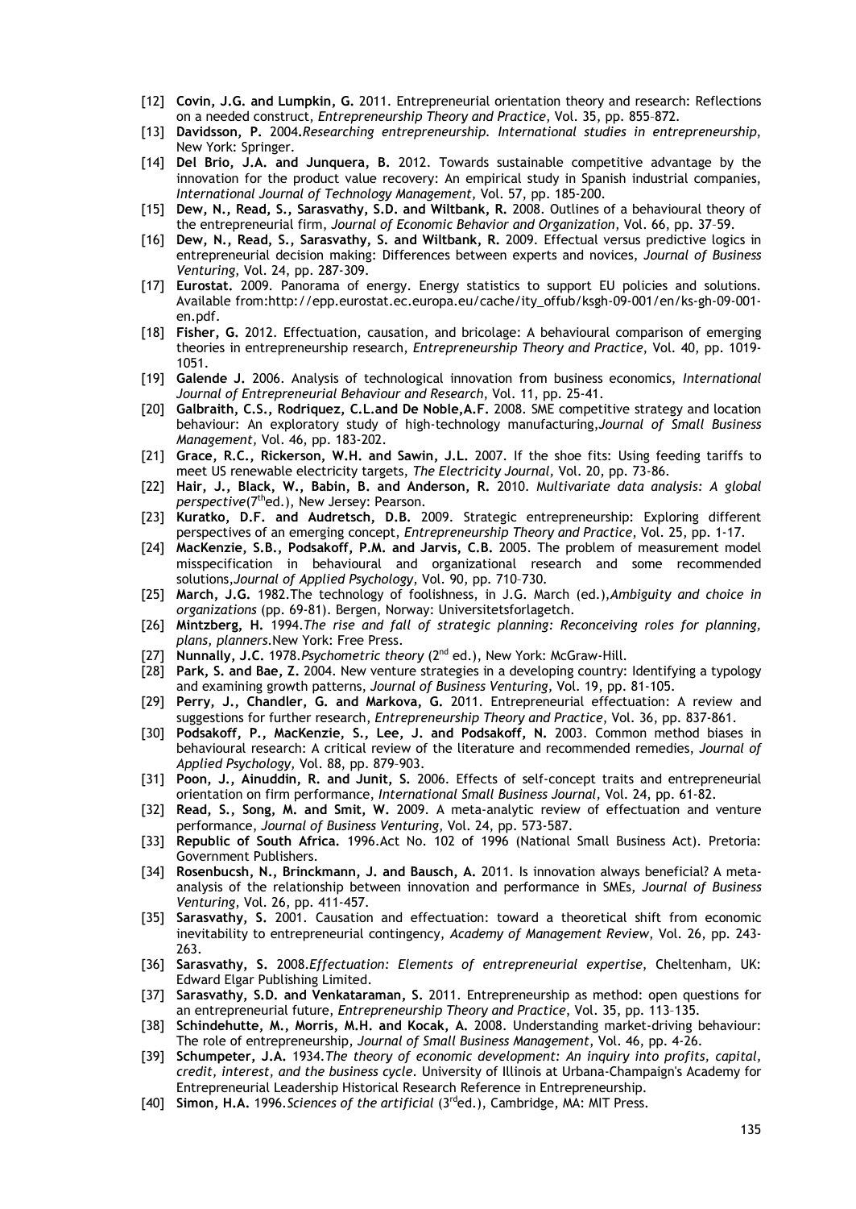[12] **Covin, J.G. and Lumpkin, G.** 2011. Entrepreneurial orientation theory and research: Reflections on a needed construct, *Entrepreneurship Theory and Practice*, Vol. 35, pp. 855–872.

[13] **Davidsson, P.** 2004.*Researching entrepreneurship. International studies in entrepreneurship*, New York: Springer.

[14] **Del Brio, J.A. and Junquera, B.** 2012. Towards sustainable competitive advantage by the innovation for the product value recovery: An empirical study in Spanish industrial companies, *International Journal of Technology Management*, Vol. 57, pp. 185-200.

[15] **Dew, N., Read, S., Sarasvathy, S.D. and Wiltbank, R.** 2008. Outlines of a behavioural theory of the entrepreneurial firm, *Journal of Economic Behavior and Organization*, Vol. 66, pp. 37–59.

[16] **Dew, N., Read, S., Sarasvathy, S. and Wiltbank, R.** 2009. Effectual versus predictive logics in entrepreneurial decision making: Differences between experts and novices, *Journal of Business Venturing*, Vol. 24, pp. 287-309.

[17] **Eurostat.** 2009. Panorama of energy. Energy statistics to support EU policies and solutions. Available from:http://epp.eurostat.ec.europa.eu/cache/ity_offub/ksgh-09-001/en/ks-gh-09-001-en.pdf.

[18] **Fisher, G.** 2012. Effectuation, causation, and bricolage: A behavioural comparison of emerging theories in entrepreneurship research, *Entrepreneurship Theory and Practice*, Vol. 40, pp. 1019-1051.

[19] **Galende J.** 2006. Analysis of technological innovation from business economics, *International Journal of Entrepreneurial Behaviour and Research*, Vol. 11, pp. 25-41.

[20] **Galbraith, C.S., Rodriquez, C.L.and De Noble,A.F.** 2008. SME competitive strategy and location behaviour: An exploratory study of high-technology manufacturing,*Journal of Small Business Management*, Vol. 46, pp. 183-202.

[21] **Grace, R.C., Rickerson, W.H. and Sawin, J.L.** 2007. If the shoe fits: Using feeding tariffs to meet US renewable electricity targets, *The Electricity Journal*, Vol. 20, pp. 73-86.

[22] **Hair, J., Black, W., Babin, B. and Anderson, R.** 2010. *Multivariate data analysis: A global perspective*(7th ed.), New Jersey: Pearson.

[23] **Kuratko, D.F. and Audretsch, D.B.** 2009. Strategic entrepreneurship: Exploring different perspectives of an emerging concept, *Entrepreneurship Theory and Practice*, Vol. 25, pp. 1-17.

[24] **MacKenzie, S.B., Podsakoff, P.M. and Jarvis, C.B.** 2005. The problem of measurement model misspecification in behavioural and organizational research and some recommended solutions,*Journal of Applied Psychology*, Vol. 90, pp. 710–730.

[25] **March, J.G.** 1982.The technology of foolishness, in J.G. March (ed.),*Ambiguity and choice in organizations* (pp. 69-81). Bergen, Norway: Universitetsforlagetch.

[26] **Mintzberg, H.** 1994.*The rise and fall of strategic planning: Reconceiving roles for planning, plans, planners*.New York: Free Press.

[27] **Nunnally, J.C.** 1978.*Psychometric theory* (2nd ed.), New York: McGraw-Hill.

[28] **Park, S. and Bae, Z.** 2004. New venture strategies in a developing country: Identifying a typology and examining growth patterns, *Journal of Business Venturing*, Vol. 19, pp. 81-105.

[29] **Perry, J., Chandler, G. and Markova, G.** 2011. Entrepreneurial effectuation: A review and suggestions for further research, *Entrepreneurship Theory and Practice*, Vol. 36, pp. 837-861.

[30] **Podsakoff, P., MacKenzie, S., Lee, J. and Podsakoff, N.** 2003. Common method biases in behavioural research: A critical review of the literature and recommended remedies, *Journal of Applied Psychology*, Vol. 88, pp. 879–903.

[31] **Poon, J., Ainuddin, R. and Junit, S.** 2006. Effects of self-concept traits and entrepreneurial orientation on firm performance, *International Small Business Journal*, Vol. 24, pp. 61-82.

[32] **Read, S., Song, M. and Smit, W.** 2009. A meta-analytic review of effectuation and venture performance, *Journal of Business Venturing*, Vol. 24, pp. 573-587.

[33] **Republic of South Africa.** 1996.Act No. 102 of 1996 (National Small Business Act). Pretoria: Government Publishers.

[34] **Rosenbucsh, N., Brinckmann, J. and Bausch, A.** 2011. Is innovation always beneficial? A meta-analysis of the relationship between innovation and performance in SMEs, *Journal of Business Venturing*, Vol. 26, pp. 411-457.

[35] **Sarasvathy, S.** 2001. Causation and effectuation: toward a theoretical shift from economic inevitability to entrepreneurial contingency, *Academy of Management Review*, Vol. 26, pp. 243-263.

[36] **Sarasvathy, S.** 2008.*Effectuation: Elements of entrepreneurial expertise*, Cheltenham, UK: Edward Elgar Publishing Limited.

[37] **Sarasvathy, S.D. and Venkataraman, S.** 2011. Entrepreneurship as method: open questions for an entrepreneurial future, *Entrepreneurship Theory and Practice*, Vol. 35, pp. 113–135.

[38] **Schindehutte, M., Morris, M.H. and Kocak, A.** 2008. Understanding market-driving behaviour: The role of entrepreneurship, *Journal of Small Business Management*, Vol. 46, pp. 4-26.

[39] **Schumpeter, J.A.** 1934.*The theory of economic development: An inquiry into profits, capital, credit, interest, and the business cycle*. University of Illinois at Urbana-Champaign's Academy for Entrepreneurial Leadership Historical Research Reference in Entrepreneurship.

[40] **Simon, H.A.** 1996.*Sciences of the artificial* (3rd ed.), Cambridge, MA: MIT Press.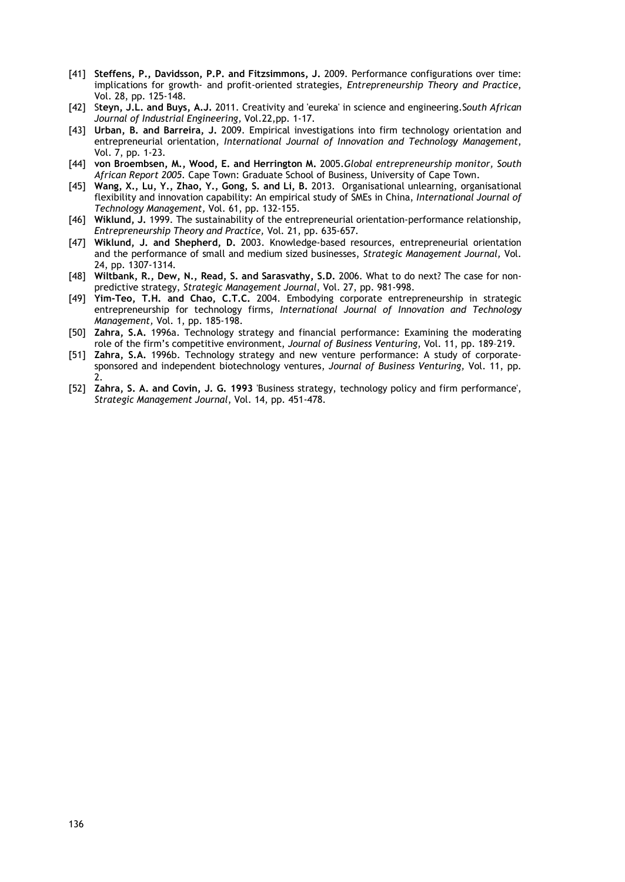[41] **Steffens, P., Davidsson, P.P. and Fitzsimmons, J.** 2009. Performance configurations over time: implications for growth- and profit-oriented strategies, *Entrepreneurship Theory and Practice*, Vol. 28, pp. 125-148.

[42] S**teyn, J.L. and Buys, A.J.** 2011. Creativity and 'eureka' in science and engineering.S*outh African Journal of Industrial Engineering,* Vol.22,pp. 1-17.

[43] **Urban, B. and Barreira, J.** 2009. Empirical investigations into firm technology orientation and entrepreneurial orientation, *International Journal of Innovation and Technology Management*, Vol. 7, pp. 1-23.

[44] **von Broembsen, M., Wood, E. and Herrington M.** 2005.*Global entrepreneurship monitor, South African Report 2005.* Cape Town: Graduate School of Business, University of Cape Town.

[45] **Wang, X., Lu, Y., Zhao, Y., Gong, S. and Li, B.** 2013. Organisational unlearning, organisational flexibility and innovation capability: An empirical study of SMEs in China, *International Journal of Technology Management,* Vol. 61, pp. 132-155.

[46] **Wiklund, J.** 1999. The sustainability of the entrepreneurial orientation-performance relationship, *Entrepreneurship Theory and Practice,* Vol. 21, pp. 635-657.

[47] **Wiklund, J. and Shepherd, D.** 2003. Knowledge-based resources, entrepreneurial orientation and the performance of small and medium sized businesses, *Strategic Management Journal,* Vol. 24, pp. 1307-1314.

[48] **Wiltbank, R., Dew, N., Read, S. and Sarasvathy, S.D.** 2006. What to do next? The case for non-predictive strategy, *Strategic Management Journal*, Vol. 27, pp. 981-998.

[49] **Yim-Teo, T.H. and Chao, C.T.C.** 2004. Embodying corporate entrepreneurship in strategic entrepreneurship for technology firms, *International Journal of Innovation and Technology Management,* Vol. 1, pp. 185-198.

[50] **Zahra, S.A.** 1996a. Technology strategy and financial performance: Examining the moderating role of the firm's competitive environment, *Journal of Business Venturing*, Vol. 11, pp. 189–219.

[51] **Zahra, S.A.** 1996b. Technology strategy and new venture performance: A study of corporate-sponsored and independent biotechnology ventures, *Journal of Business Venturing,* Vol. 11, pp. 2.

[52] **Zahra, S. A. and Covin, J. G. 1993** 'Business strategy, technology policy and firm performance', *Strategic Management Journal*, Vol. 14, pp. 451-478.